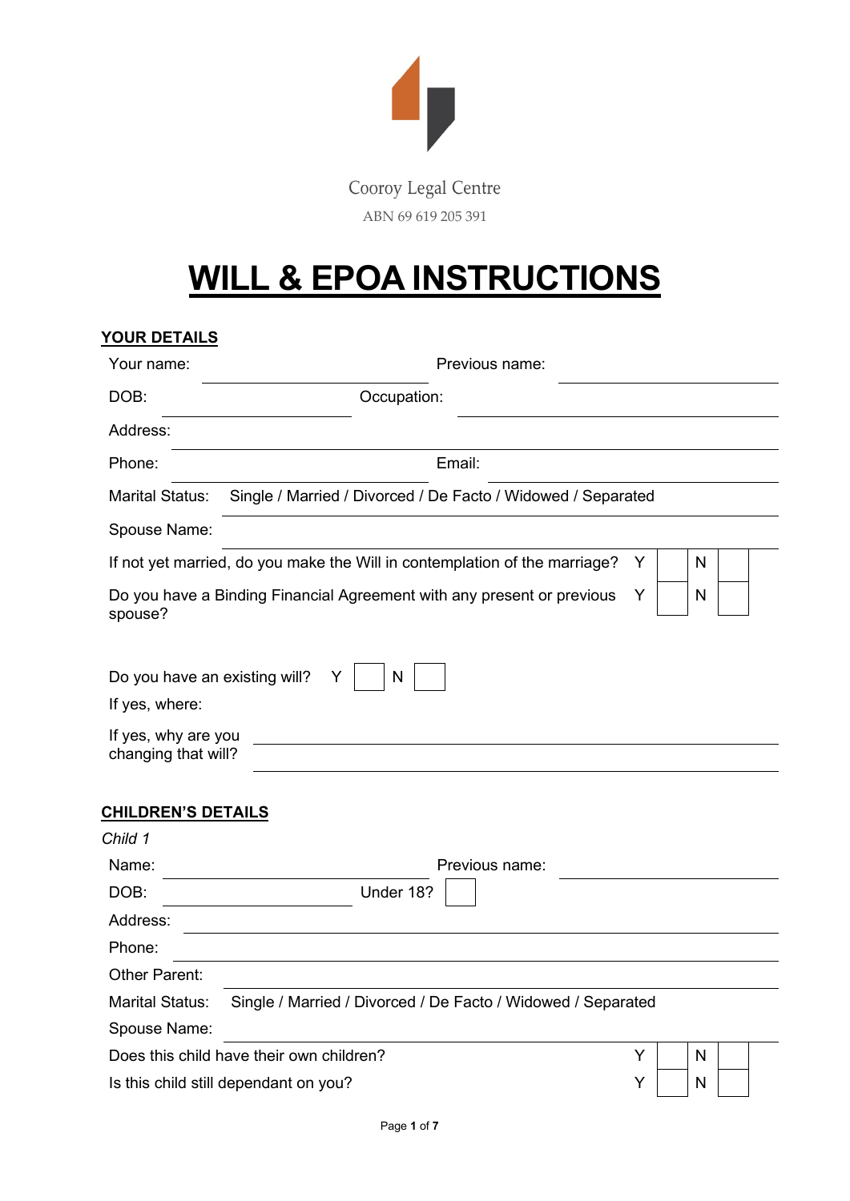Cooroy Legal Centre

ABN 69 619 205 391

# WILL & EPOA INSTRUCTIONS

## YOUR DETAILS

Your name: ______________________ Previous name: ______________________

DOB: ______________________ Occupation: ______________________

Address: ______________________

Phone: ______________________ Email: ______________________

Marital Status: Single / Married / Divorced / De Facto / Widowed / Separated

Spouse Name: ______________________

If not yet married, do you make the Will in contemplation of the marriage? Y ☐ N ☐

Do you have a Binding Financial Agreement with any present or previous spouse? Y ☐ N ☐

Do you have an existing will? Y ☐ N ☐

If yes, where:

If yes, why are you changing that will? ______________________

## CHILDREN'S DETAILS

*Child 1*

Name: ______________________ Previous name: ______________________

DOB: ______________________ Under 18? ☐

Address: ______________________

Phone: ______________________

Other Parent: ______________________

Marital Status: Single / Married / Divorced / De Facto / Widowed / Separated

Spouse Name: ______________________

Does this child have their own children? Y ☐ N ☐

Is this child still dependant on you? Y ☐ N ☐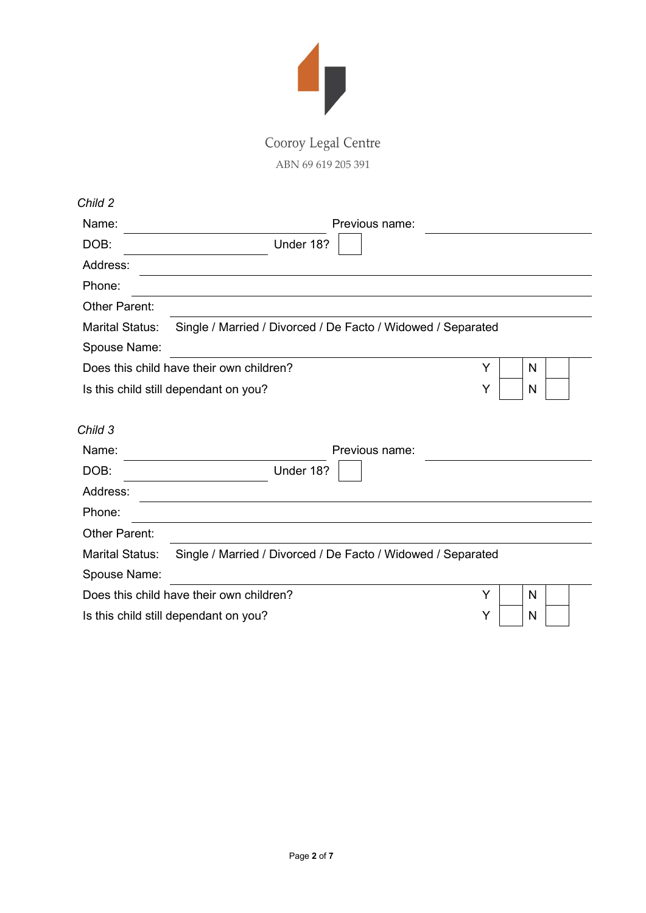Cooroy Legal Centre

ABN 69 619 205 391

*Child 2*

Name: ____________________ Previous name: ____________________

DOB: ____________________ Under 18? ☐

Address: ____________________

Phone: ____________________

Other Parent: ____________________

Marital Status: Single / Married / Divorced / De Facto / Widowed / Separated

Spouse Name: ____________________

Does this child have their own children? Y ☐ N ☐

Is this child still dependant on you? Y ☐ N ☐

*Child 3*

Name: ____________________ Previous name: ____________________

DOB: ____________________ Under 18? ☐

Address: ____________________

Phone: ____________________

Other Parent: ____________________

Marital Status: Single / Married / Divorced / De Facto / Widowed / Separated

Spouse Name: ____________________

Does this child have their own children? Y ☐ N ☐

Is this child still dependant on you? Y ☐ N ☐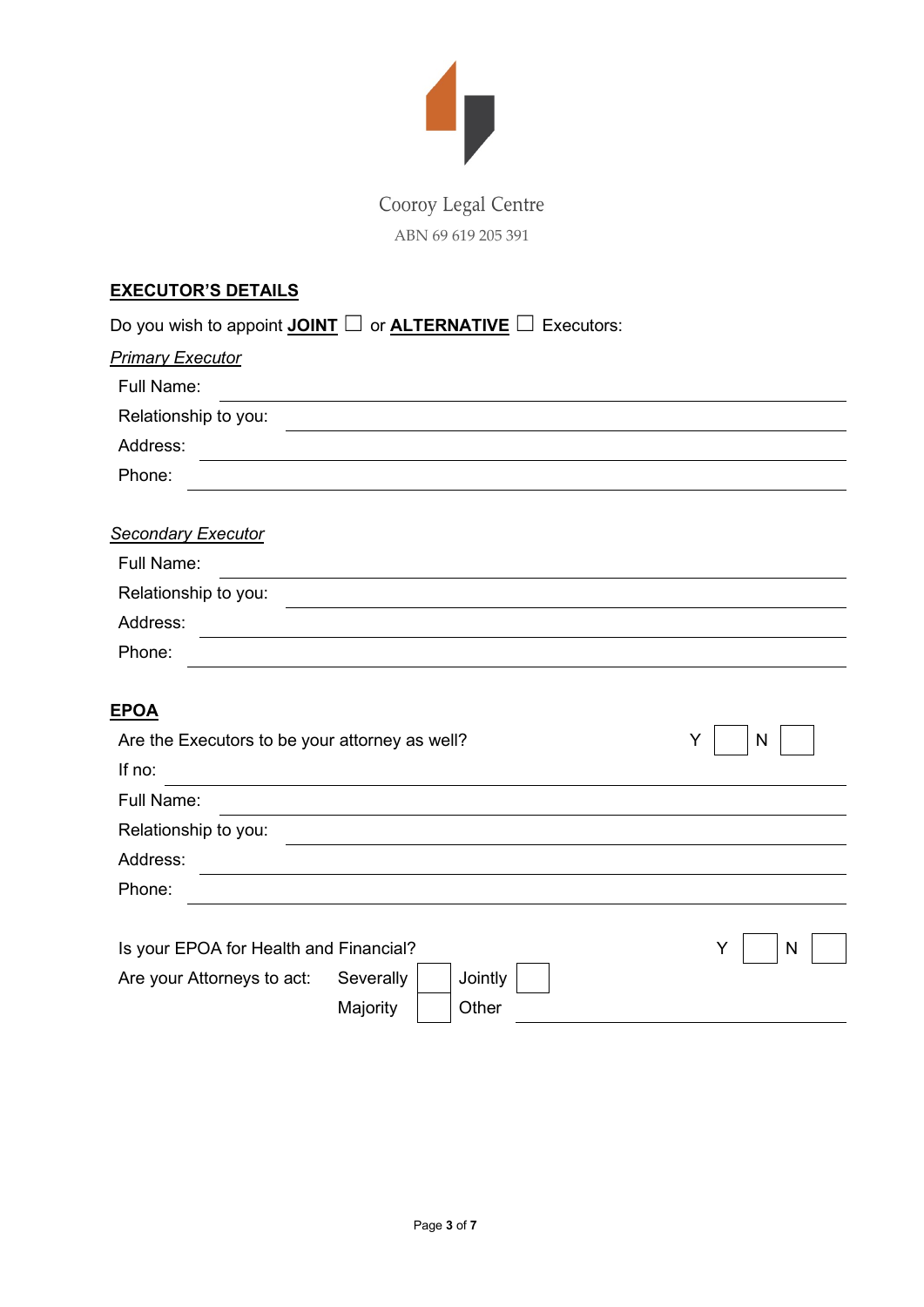Cooroy Legal Centre

ABN 69 619 205 391

## EXECUTOR'S DETAILS

Do you wish to appoint **JOINT** ☐ or **ALTERNATIVE** ☐ Executors:

*Primary Executor*

Full Name: ____________________

Relationship to you: ____________________

Address: ____________________

Phone: ____________________

*Secondary Executor*

Full Name: ____________________

Relationship to you: ____________________

Address: ____________________

Phone: ____________________

## EPOA

Are the Executors to be your attorney as well? Y ☐ N ☐

If no: ____________________

Full Name: ____________________

Relationship to you: ____________________

Address: ____________________

Phone: ____________________

Is your EPOA for Health and Financial? Y ☐ N ☐

Are your Attorneys to act: Severally ☐ Jointly ☐

Majority ☐ Other ____________________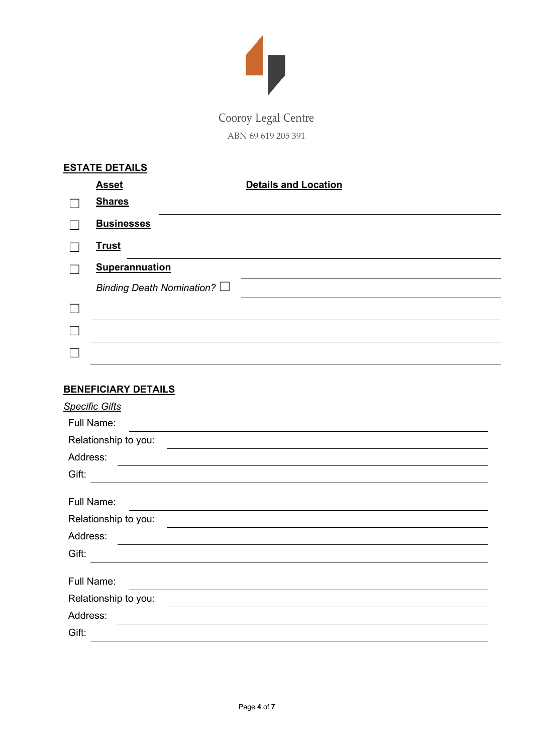Cooroy Legal Centre

ABN 69 619 205 391

## ESTATE DETAILS

| | Asset | Details and Location |
|---|---|---|
| ☐ | **Shares** | |
| ☐ | **Businesses** | |
| ☐ | **Trust** | |
| ☐ | **Superannuation** | |
| | *Binding Death Nomination?* ☐ | |
| ☐ | | |
| ☐ | | |
| ☐ | | |

## BENEFICIARY DETAILS

*Specific Gifts*

Full Name: \_\_\_\_\_\_\_\_\_\_\_\_\_\_\_\_\_\_\_\_

Relationship to you: \_\_\_\_\_\_\_\_\_\_\_\_\_\_\_\_\_\_\_\_

Address: \_\_\_\_\_\_\_\_\_\_\_\_\_\_\_\_\_\_\_\_

Gift: \_\_\_\_\_\_\_\_\_\_\_\_\_\_\_\_\_\_\_\_

Full Name: \_\_\_\_\_\_\_\_\_\_\_\_\_\_\_\_\_\_\_\_

Relationship to you: \_\_\_\_\_\_\_\_\_\_\_\_\_\_\_\_\_\_\_\_

Address: \_\_\_\_\_\_\_\_\_\_\_\_\_\_\_\_\_\_\_\_

Gift: \_\_\_\_\_\_\_\_\_\_\_\_\_\_\_\_\_\_\_\_

Full Name: \_\_\_\_\_\_\_\_\_\_\_\_\_\_\_\_\_\_\_\_

Relationship to you: \_\_\_\_\_\_\_\_\_\_\_\_\_\_\_\_\_\_\_\_

Address: \_\_\_\_\_\_\_\_\_\_\_\_\_\_\_\_\_\_\_\_

Gift: \_\_\_\_\_\_\_\_\_\_\_\_\_\_\_\_\_\_\_\_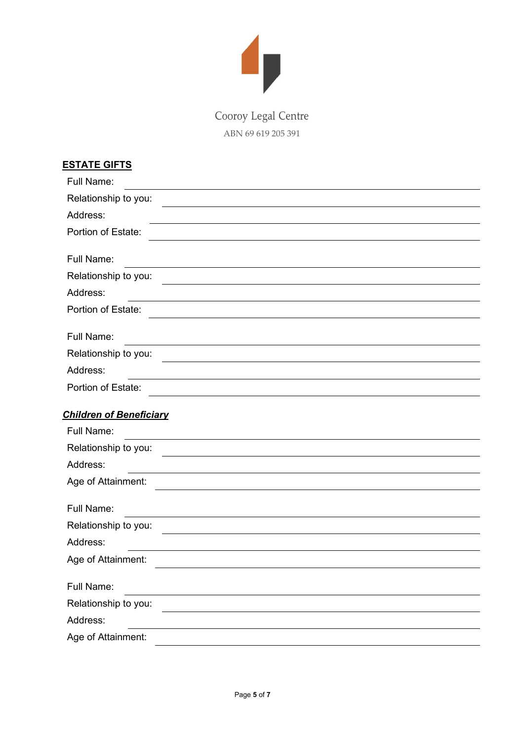Cooroy Legal Centre

ABN 69 619 205 391

## ESTATE GIFTS

Full Name: \_\_\_\_\_\_\_\_\_\_\_\_\_\_\_\_\_\_\_\_\_\_\_\_\_\_\_\_\_\_

Relationship to you: \_\_\_\_\_\_\_\_\_\_\_\_\_\_\_\_\_\_\_\_\_\_\_\_\_\_\_\_\_\_

Address: \_\_\_\_\_\_\_\_\_\_\_\_\_\_\_\_\_\_\_\_\_\_\_\_\_\_\_\_\_\_

Portion of Estate: \_\_\_\_\_\_\_\_\_\_\_\_\_\_\_\_\_\_\_\_\_\_\_\_\_\_\_\_\_\_

Full Name: \_\_\_\_\_\_\_\_\_\_\_\_\_\_\_\_\_\_\_\_\_\_\_\_\_\_\_\_\_\_

Relationship to you: \_\_\_\_\_\_\_\_\_\_\_\_\_\_\_\_\_\_\_\_\_\_\_\_\_\_\_\_\_\_

Address: \_\_\_\_\_\_\_\_\_\_\_\_\_\_\_\_\_\_\_\_\_\_\_\_\_\_\_\_\_\_

Portion of Estate: \_\_\_\_\_\_\_\_\_\_\_\_\_\_\_\_\_\_\_\_\_\_\_\_\_\_\_\_\_\_

Full Name: \_\_\_\_\_\_\_\_\_\_\_\_\_\_\_\_\_\_\_\_\_\_\_\_\_\_\_\_\_\_

Relationship to you: \_\_\_\_\_\_\_\_\_\_\_\_\_\_\_\_\_\_\_\_\_\_\_\_\_\_\_\_\_\_

Address: \_\_\_\_\_\_\_\_\_\_\_\_\_\_\_\_\_\_\_\_\_\_\_\_\_\_\_\_\_\_

Portion of Estate: \_\_\_\_\_\_\_\_\_\_\_\_\_\_\_\_\_\_\_\_\_\_\_\_\_\_\_\_\_\_

### ***Children of Beneficiary***

Full Name: \_\_\_\_\_\_\_\_\_\_\_\_\_\_\_\_\_\_\_\_\_\_\_\_\_\_\_\_\_\_

Relationship to you: \_\_\_\_\_\_\_\_\_\_\_\_\_\_\_\_\_\_\_\_\_\_\_\_\_\_\_\_\_\_

Address: \_\_\_\_\_\_\_\_\_\_\_\_\_\_\_\_\_\_\_\_\_\_\_\_\_\_\_\_\_\_

Age of Attainment: \_\_\_\_\_\_\_\_\_\_\_\_\_\_\_\_\_\_\_\_\_\_\_\_\_\_\_\_\_\_

Full Name: \_\_\_\_\_\_\_\_\_\_\_\_\_\_\_\_\_\_\_\_\_\_\_\_\_\_\_\_\_\_

Relationship to you: \_\_\_\_\_\_\_\_\_\_\_\_\_\_\_\_\_\_\_\_\_\_\_\_\_\_\_\_\_\_

Address: \_\_\_\_\_\_\_\_\_\_\_\_\_\_\_\_\_\_\_\_\_\_\_\_\_\_\_\_\_\_

Age of Attainment: \_\_\_\_\_\_\_\_\_\_\_\_\_\_\_\_\_\_\_\_\_\_\_\_\_\_\_\_\_\_

Full Name: \_\_\_\_\_\_\_\_\_\_\_\_\_\_\_\_\_\_\_\_\_\_\_\_\_\_\_\_\_\_

Relationship to you: \_\_\_\_\_\_\_\_\_\_\_\_\_\_\_\_\_\_\_\_\_\_\_\_\_\_\_\_\_\_

Address: \_\_\_\_\_\_\_\_\_\_\_\_\_\_\_\_\_\_\_\_\_\_\_\_\_\_\_\_\_\_

Age of Attainment: \_\_\_\_\_\_\_\_\_\_\_\_\_\_\_\_\_\_\_\_\_\_\_\_\_\_\_\_\_\_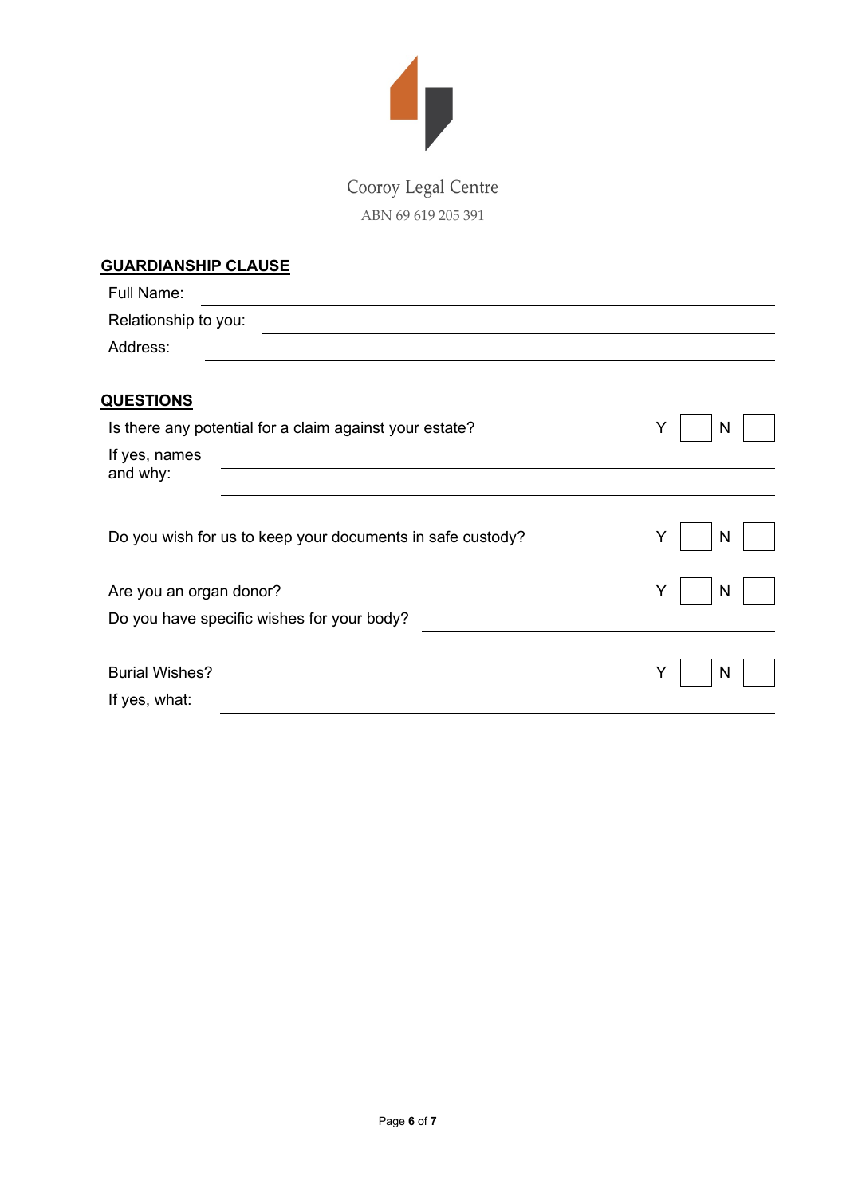Cooroy Legal Centre

ABN 69 619 205 391

**GUARDIANSHIP CLAUSE**

Full Name: ______________________________

Relationship to you: ______________________________

Address: ______________________________

**QUESTIONS**

Is there any potential for a claim against your estate? Y ☐ N ☐

If yes, names and why: ______________________________

______________________________

Do you wish for us to keep your documents in safe custody? Y ☐ N ☐

Are you an organ donor? Y ☐ N ☐

Do you have specific wishes for your body? ______________________________

Burial Wishes? Y ☐ N ☐

If yes, what: ______________________________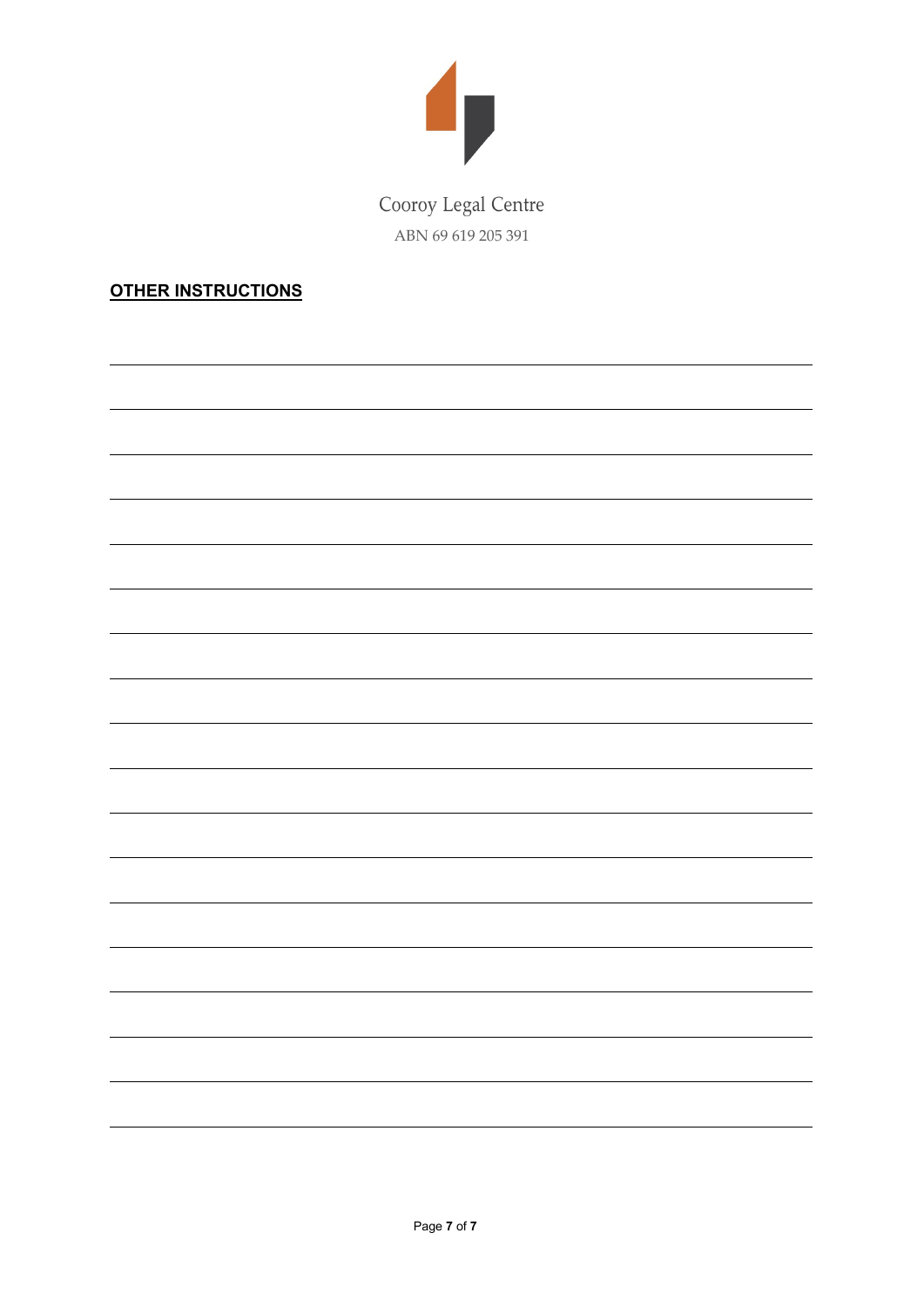Cooroy Legal Centre

ABN 69 619 205 391

## OTHER INSTRUCTIONS